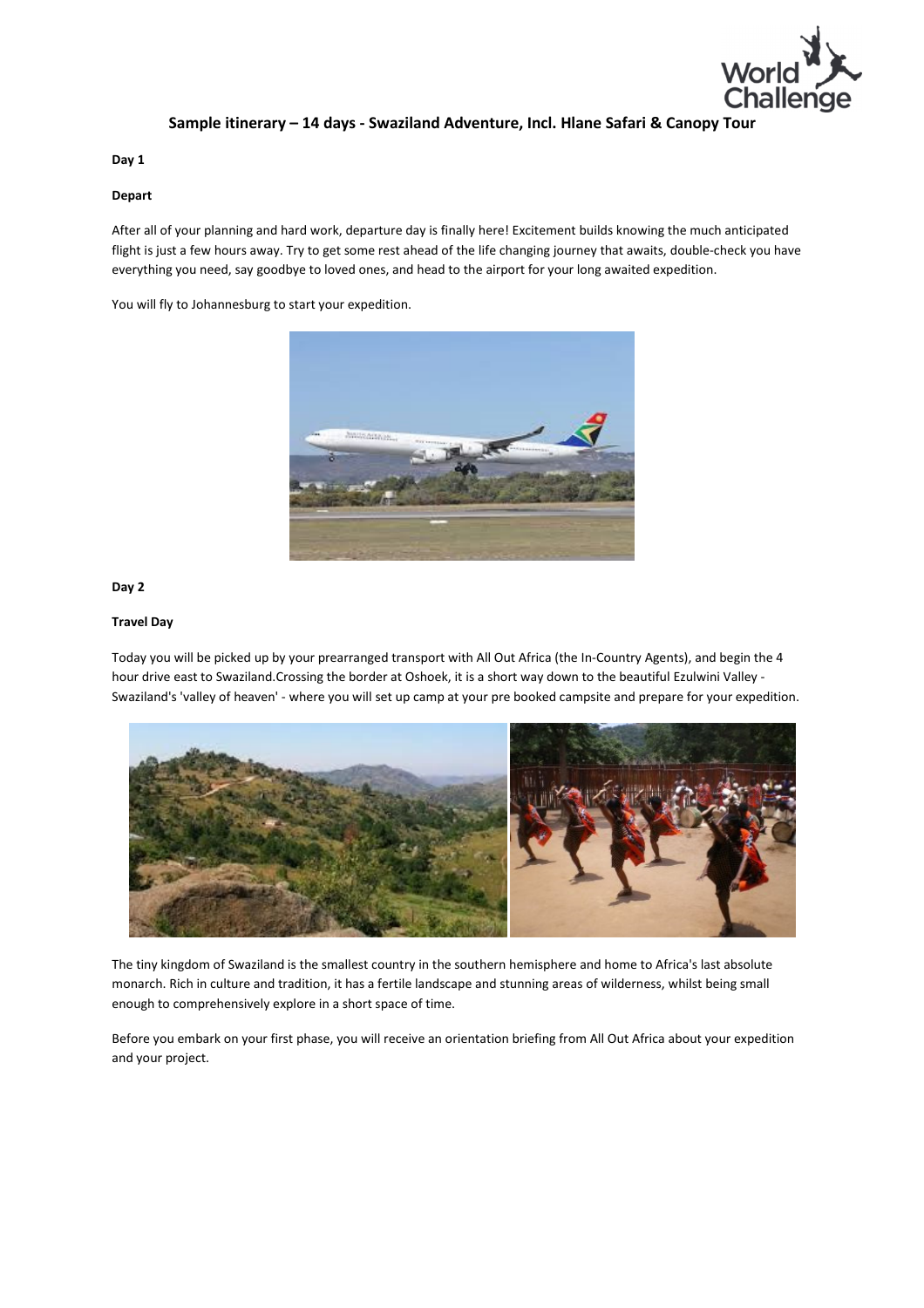# Sample itinerary – 14 days - Swaziland Adventure, Incl. Hlane Safari & Canopy Tour

**Day 1**

**Depart**

After all of your planning and hard work, departure day is finally here! Excitement builds knowing the much anticipated flight is just a few hours away. Try to get some rest ahead of the life changing journey that awaits, double-check you have everything you need, say goodbye to loved ones, and head to the airport for your long awaited expedition.

You will fly to Johannesburg to start your expedition.

**Day 2**

**Travel Day**

Today you will be picked up by your prearranged transport with All Out Africa (the In-Country Agents), and begin the 4 hour drive east to Swaziland.Crossing the border at Oshoek, it is a short way down to the beautiful Ezulwini Valley - Swaziland's 'valley of heaven' - where you will set up camp at your pre booked campsite and prepare for your expedition.

The tiny kingdom of Swaziland is the smallest country in the southern hemisphere and home to Africa's last absolute monarch. Rich in culture and tradition, it has a fertile landscape and stunning areas of wilderness, whilst being small enough to comprehensively explore in a short space of time.

Before you embark on your first phase, you will receive an orientation briefing from All Out Africa about your expedition and your project.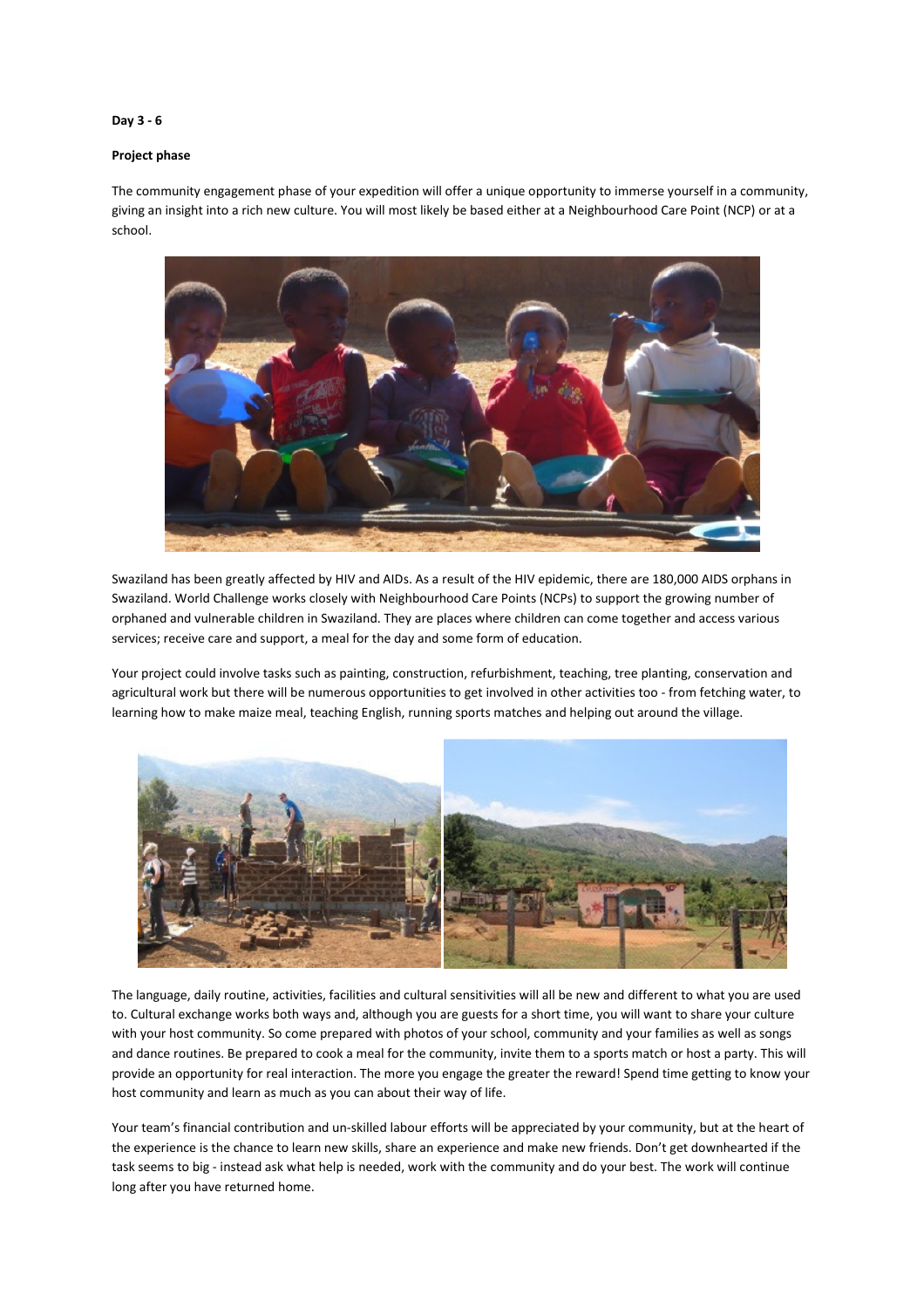**Day 3 - 6**

**Project phase**

The community engagement phase of your expedition will offer a unique opportunity to immerse yourself in a community, giving an insight into a rich new culture. You will most likely be based either at a Neighbourhood Care Point (NCP) or at a school.

Swaziland has been greatly affected by HIV and AIDs. As a result of the HIV epidemic, there are 180,000 AIDS orphans in Swaziland. World Challenge works closely with Neighbourhood Care Points (NCPs) to support the growing number of orphaned and vulnerable children in Swaziland. They are places where children can come together and access various services; receive care and support, a meal for the day and some form of education.

Your project could involve tasks such as painting, construction, refurbishment, teaching, tree planting, conservation and agricultural work but there will be numerous opportunities to get involved in other activities too - from fetching water, to learning how to make maize meal, teaching English, running sports matches and helping out around the village.

The language, daily routine, activities, facilities and cultural sensitivities will all be new and different to what you are used to. Cultural exchange works both ways and, although you are guests for a short time, you will want to share your culture with your host community. So come prepared with photos of your school, community and your families as well as songs and dance routines. Be prepared to cook a meal for the community, invite them to a sports match or host a party. This will provide an opportunity for real interaction. The more you engage the greater the reward! Spend time getting to know your host community and learn as much as you can about their way of life.

Your team's financial contribution and un-skilled labour efforts will be appreciated by your community, but at the heart of the experience is the chance to learn new skills, share an experience and make new friends. Don't get downhearted if the task seems to big - instead ask what help is needed, work with the community and do your best. The work will continue long after you have returned home.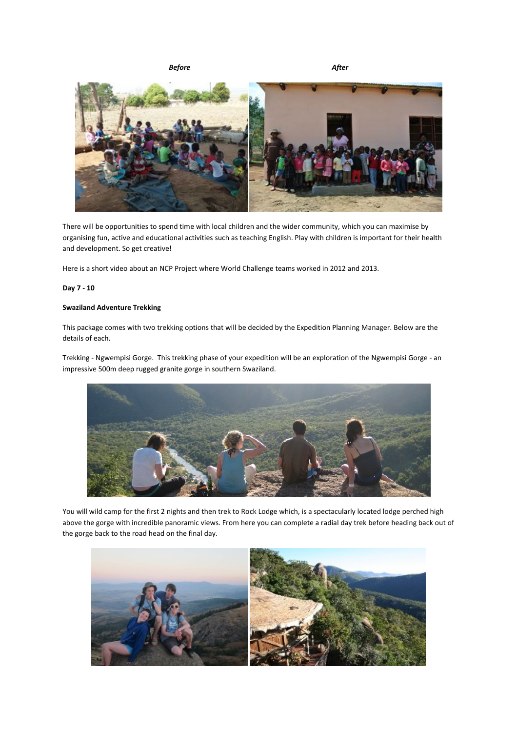*Before* *After*

There will be opportunities to spend time with local children and the wider community, which you can maximise by organising fun, active and educational activities such as teaching English. Play with children is important for their health and development. So get creative!

Here is a short video about an NCP Project where World Challenge teams worked in 2012 and 2013.

**Day 7 - 10**

**Swaziland Adventure Trekking**

This package comes with two trekking options that will be decided by the Expedition Planning Manager. Below are the details of each.

Trekking - Ngwempisi Gorge. This trekking phase of your expedition will be an exploration of the Ngwempisi Gorge - an impressive 500m deep rugged granite gorge in southern Swaziland.

You will wild camp for the first 2 nights and then trek to Rock Lodge which, is a spectacularly located lodge perched high above the gorge with incredible panoramic views. From here you can complete a radial day trek before heading back out of the gorge back to the road head on the final day.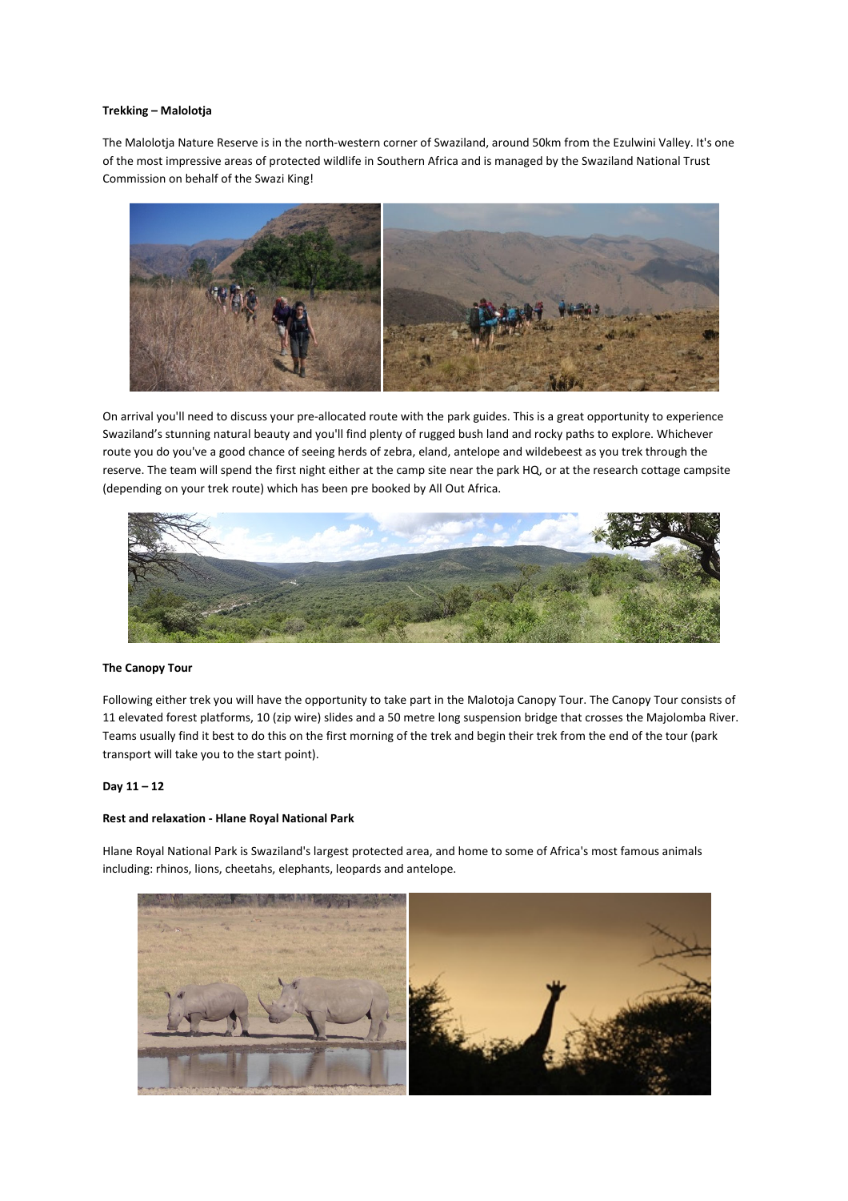**Trekking – Malolotja**

The Malolotja Nature Reserve is in the north-western corner of Swaziland, around 50km from the Ezulwini Valley. It's one of the most impressive areas of protected wildlife in Southern Africa and is managed by the Swaziland National Trust Commission on behalf of the Swazi King!

On arrival you'll need to discuss your pre-allocated route with the park guides. This is a great opportunity to experience Swaziland's stunning natural beauty and you'll find plenty of rugged bush land and rocky paths to explore. Whichever route you do you've a good chance of seeing herds of zebra, eland, antelope and wildebeest as you trek through the reserve. The team will spend the first night either at the camp site near the park HQ, or at the research cottage campsite (depending on your trek route) which has been pre booked by All Out Africa.

**The Canopy Tour**

Following either trek you will have the opportunity to take part in the Malotoja Canopy Tour. The Canopy Tour consists of 11 elevated forest platforms, 10 (zip wire) slides and a 50 metre long suspension bridge that crosses the Majolomba River. Teams usually find it best to do this on the first morning of the trek and begin their trek from the end of the tour (park transport will take you to the start point).

**Day 11 – 12**

**Rest and relaxation - Hlane Royal National Park**

Hlane Royal National Park is Swaziland's largest protected area, and home to some of Africa's most famous animals including: rhinos, lions, cheetahs, elephants, leopards and antelope.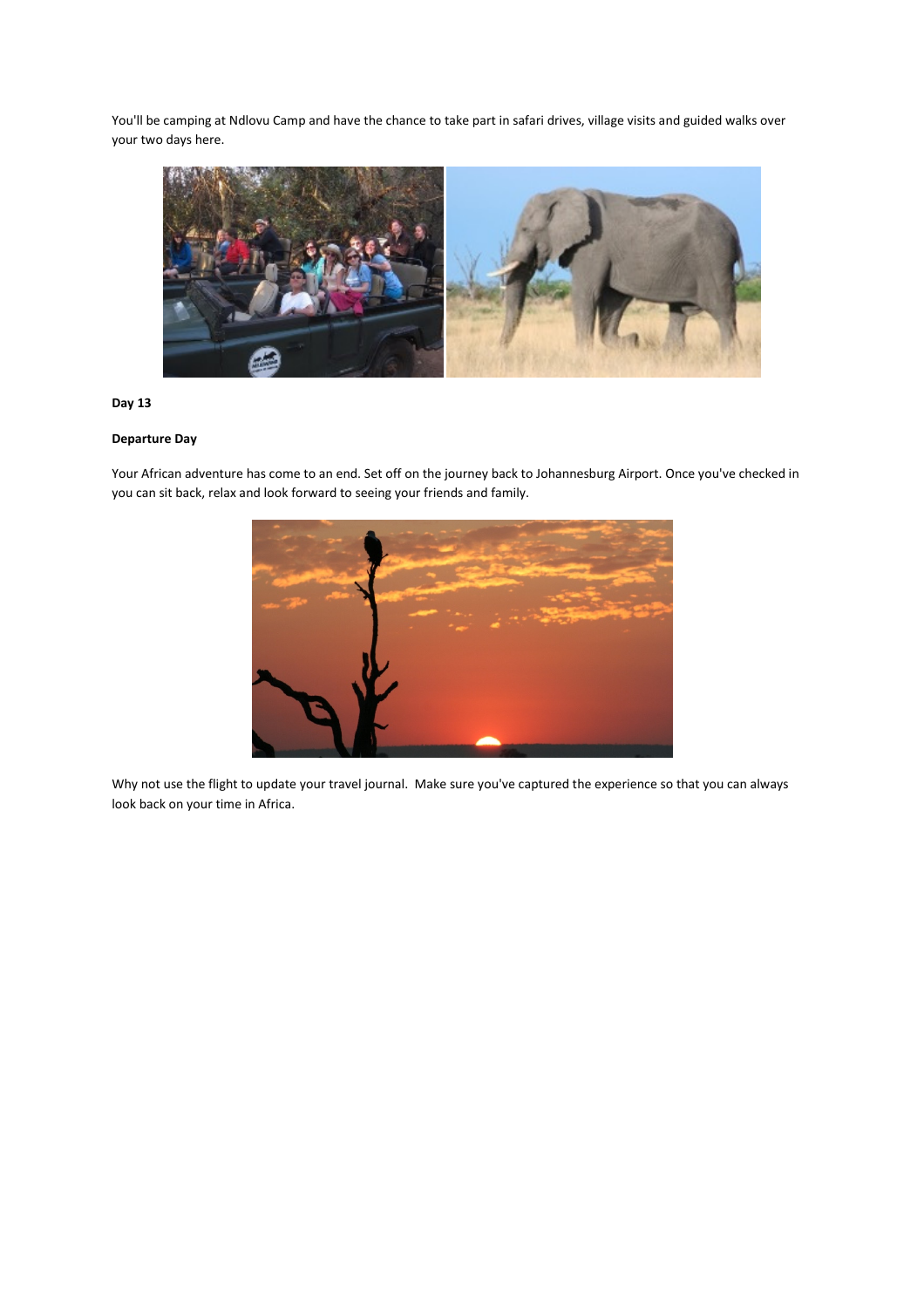You'll be camping at Ndlovu Camp and have the chance to take part in safari drives, village visits and guided walks over your two days here.

**Day 13**

**Departure Day**

Your African adventure has come to an end. Set off on the journey back to Johannesburg Airport. Once you've checked in you can sit back, relax and look forward to seeing your friends and family.

Why not use the flight to update your travel journal. Make sure you've captured the experience so that you can always look back on your time in Africa.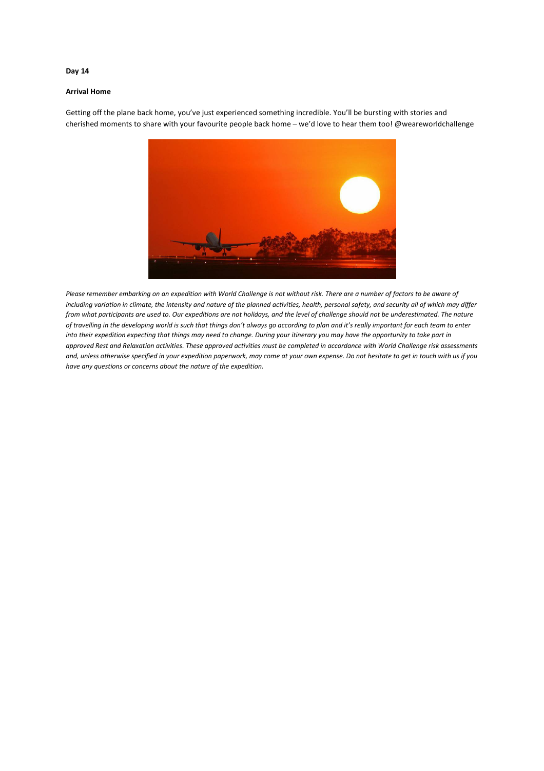**Day 14**

**Arrival Home**

Getting off the plane back home, you've just experienced something incredible. You'll be bursting with stories and cherished moments to share with your favourite people back home – we'd love to hear them too! @weareworldchallenge

*Please remember embarking on an expedition with World Challenge is not without risk. There are a number of factors to be aware of including variation in climate, the intensity and nature of the planned activities, health, personal safety, and security all of which may differ from what participants are used to. Our expeditions are not holidays, and the level of challenge should not be underestimated. The nature of travelling in the developing world is such that things don't always go according to plan and it's really important for each team to enter into their expedition expecting that things may need to change. During your itinerary you may have the opportunity to take part in approved Rest and Relaxation activities. These approved activities must be completed in accordance with World Challenge risk assessments and, unless otherwise specified in your expedition paperwork, may come at your own expense. Do not hesitate to get in touch with us if you have any questions or concerns about the nature of the expedition.*